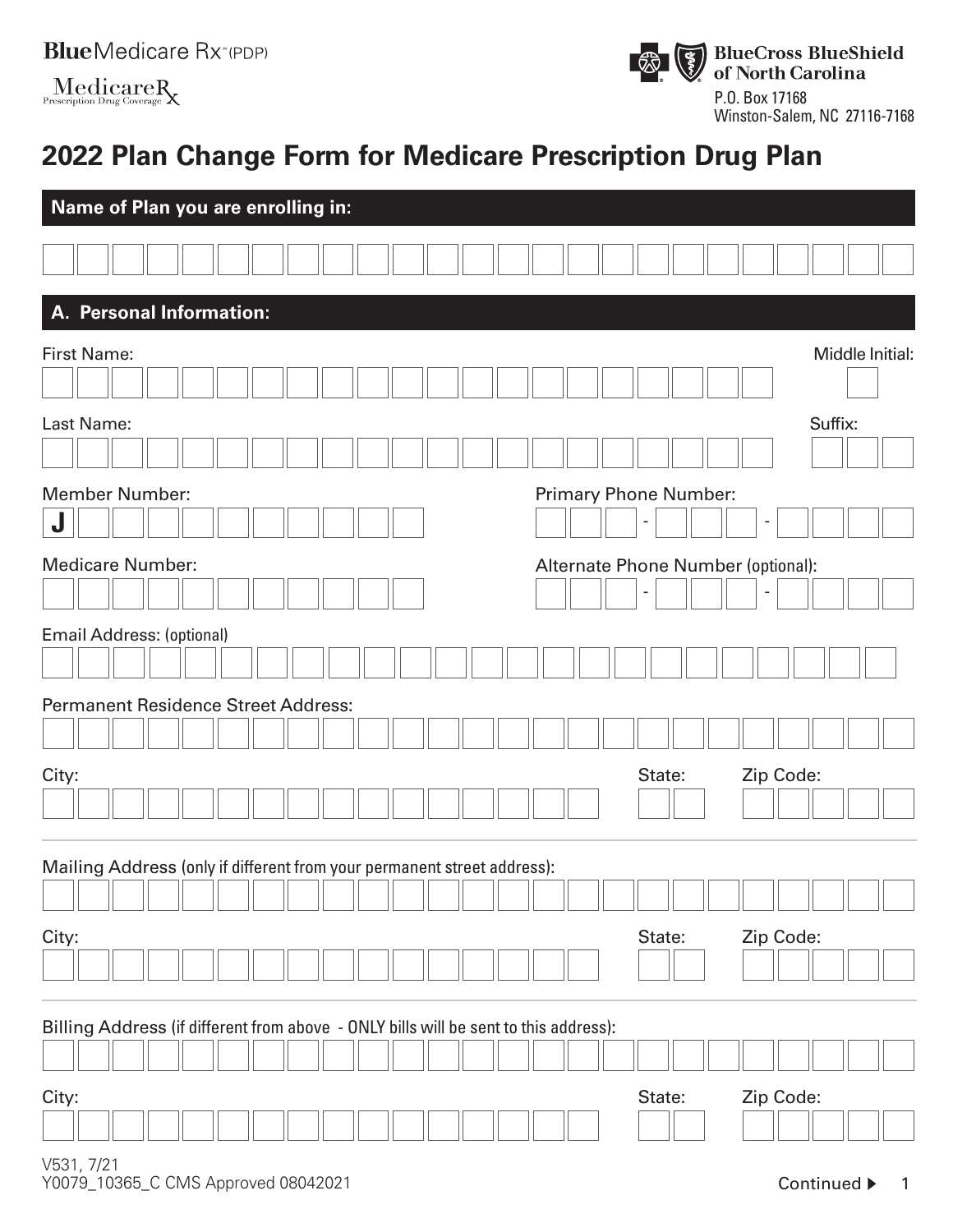Blue Medicare Rx℠ (PDP)

MedicareRx Prescription Drug Coverage

BlueCross BlueShield of North Carolina
P.O. Box 17168
Winston-Salem, NC 27116-7168

# 2022 Plan Change Form for Medicare Prescription Drug Plan

## Name of Plan you are enrolling in:

## A. Personal Information:

First Name:

Middle Initial:

Last Name:

Suffix:

Member Number: J

Primary Phone Number: - -

Medicare Number:

Alternate Phone Number (optional): - -

Email Address: (optional)

Permanent Residence Street Address:

City:

State:

Zip Code:

Mailing Address (only if different from your permanent street address):

City:

State:

Zip Code:

Billing Address (if different from above - ONLY bills will be sent to this address):

City:

State:

Zip Code:

V531, 7/21
Y0079_10365_C CMS Approved 08042021

Continued ▶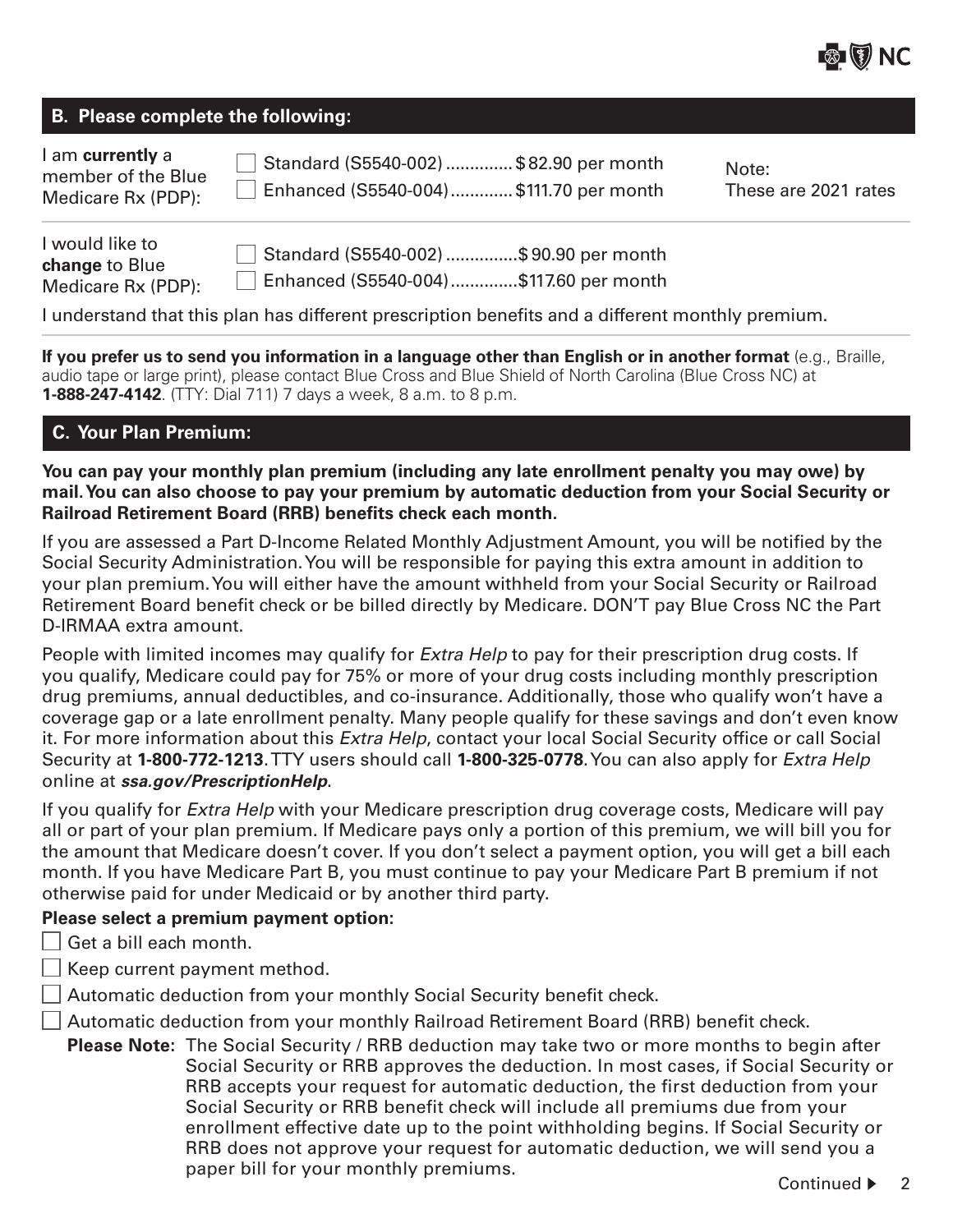## B. Please complete the following:

I am **currently** a member of the Blue Medicare Rx (PDP):

- ☐ Standard (S5540-002) .............. $82.90 per month
- ☐ Enhanced (S5540-004) ............. $111.70 per month

Note: These are 2021 rates

I would like to **change** to Blue Medicare Rx (PDP):

- ☐ Standard (S5540-002) ............... $90.90 per month
- ☐ Enhanced (S5540-004) .............. $117.60 per month

I understand that this plan has different prescription benefits and a different monthly premium.

**If you prefer us to send you information in a language other than English or in another format** (e.g., Braille, audio tape or large print), please contact Blue Cross and Blue Shield of North Carolina (Blue Cross NC) at **1-888-247-4142**. (TTY: Dial 711) 7 days a week, 8 a.m. to 8 p.m.

## C. Your Plan Premium:

**You can pay your monthly plan premium (including any late enrollment penalty you may owe) by mail. You can also choose to pay your premium by automatic deduction from your Social Security or Railroad Retirement Board (RRB) benefits check each month.**

If you are assessed a Part D-Income Related Monthly Adjustment Amount, you will be notified by the Social Security Administration. You will be responsible for paying this extra amount in addition to your plan premium. You will either have the amount withheld from your Social Security or Railroad Retirement Board benefit check or be billed directly by Medicare. DON'T pay Blue Cross NC the Part D-IRMAA extra amount.

People with limited incomes may qualify for *Extra Help* to pay for their prescription drug costs. If you qualify, Medicare could pay for 75% or more of your drug costs including monthly prescription drug premiums, annual deductibles, and co-insurance. Additionally, those who qualify won't have a coverage gap or a late enrollment penalty. Many people qualify for these savings and don't even know it. For more information about this *Extra Help*, contact your local Social Security office or call Social Security at **1-800-772-1213**. TTY users should call **1-800-325-0778**. You can also apply for *Extra Help* online at ***ssa.gov/PrescriptionHelp***.

If you qualify for *Extra Help* with your Medicare prescription drug coverage costs, Medicare will pay all or part of your plan premium. If Medicare pays only a portion of this premium, we will bill you for the amount that Medicare doesn't cover. If you don't select a payment option, you will get a bill each month. If you have Medicare Part B, you must continue to pay your Medicare Part B premium if not otherwise paid for under Medicaid or by another third party.

**Please select a premium payment option:**

- ☐ Get a bill each month.
- ☐ Keep current payment method.
- ☐ Automatic deduction from your monthly Social Security benefit check.
- ☐ Automatic deduction from your monthly Railroad Retirement Board (RRB) benefit check.

**Please Note:** The Social Security / RRB deduction may take two or more months to begin after Social Security or RRB approves the deduction. In most cases, if Social Security or RRB accepts your request for automatic deduction, the first deduction from your Social Security or RRB benefit check will include all premiums due from your enrollment effective date up to the point withholding begins. If Social Security or RRB does not approve your request for automatic deduction, we will send you a paper bill for your monthly premiums.

Continued ▶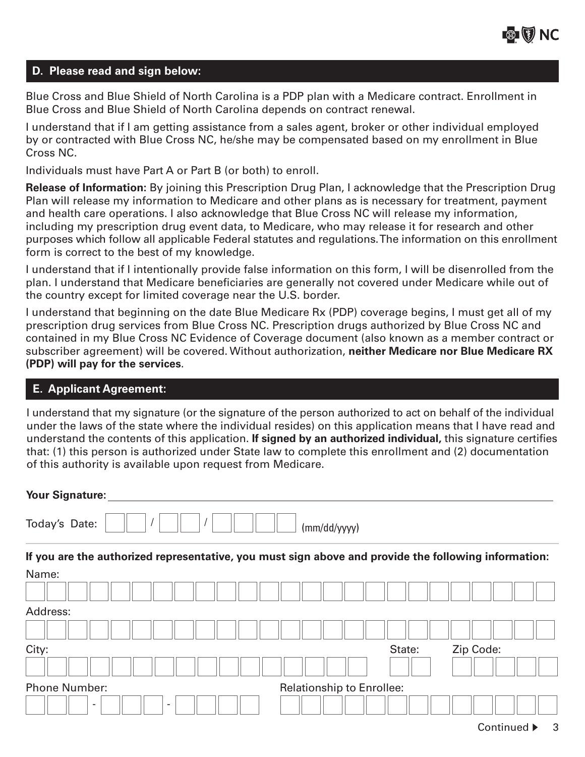## D. Please read and sign below:

Blue Cross and Blue Shield of North Carolina is a PDP plan with a Medicare contract. Enrollment in Blue Cross and Blue Shield of North Carolina depends on contract renewal.

I understand that if I am getting assistance from a sales agent, broker or other individual employed by or contracted with Blue Cross NC, he/she may be compensated based on my enrollment in Blue Cross NC.

Individuals must have Part A or Part B (or both) to enroll.

**Release of Information:** By joining this Prescription Drug Plan, I acknowledge that the Prescription Drug Plan will release my information to Medicare and other plans as is necessary for treatment, payment and health care operations. I also acknowledge that Blue Cross NC will release my information, including my prescription drug event data, to Medicare, who may release it for research and other purposes which follow all applicable Federal statutes and regulations. The information on this enrollment form is correct to the best of my knowledge.

I understand that if I intentionally provide false information on this form, I will be disenrolled from the plan. I understand that Medicare beneficiaries are generally not covered under Medicare while out of the country except for limited coverage near the U.S. border.

I understand that beginning on the date Blue Medicare Rx (PDP) coverage begins, I must get all of my prescription drug services from Blue Cross NC. Prescription drugs authorized by Blue Cross NC and contained in my Blue Cross NC Evidence of Coverage document (also known as a member contract or subscriber agreement) will be covered. Without authorization, **neither Medicare nor Blue Medicare RX (PDP) will pay for the services**.

## E. Applicant Agreement:

I understand that my signature (or the signature of the person authorized to act on behalf of the individual under the laws of the state where the individual resides) on this application means that I have read and understand the contents of this application. **If signed by an authorized individual,** this signature certifies that: (1) this person is authorized under State law to complete this enrollment and (2) documentation of this authority is available upon request from Medicare.

**Your Signature:** ______________________________

Today's Date: ___ ___ / ___ ___ / ___ ___ ___ ___ (mm/dd/yyyy)

**If you are the authorized representative, you must sign above and provide the following information:**

Name: ______________________________

Address: ______________________________

City: ____________________ State: ____ Zip Code: __________

Phone Number: ___ ___ ___ - ___ ___ ___ - ___ ___ ___ ___

Relationship to Enrollee: ______________________________

Continued ▶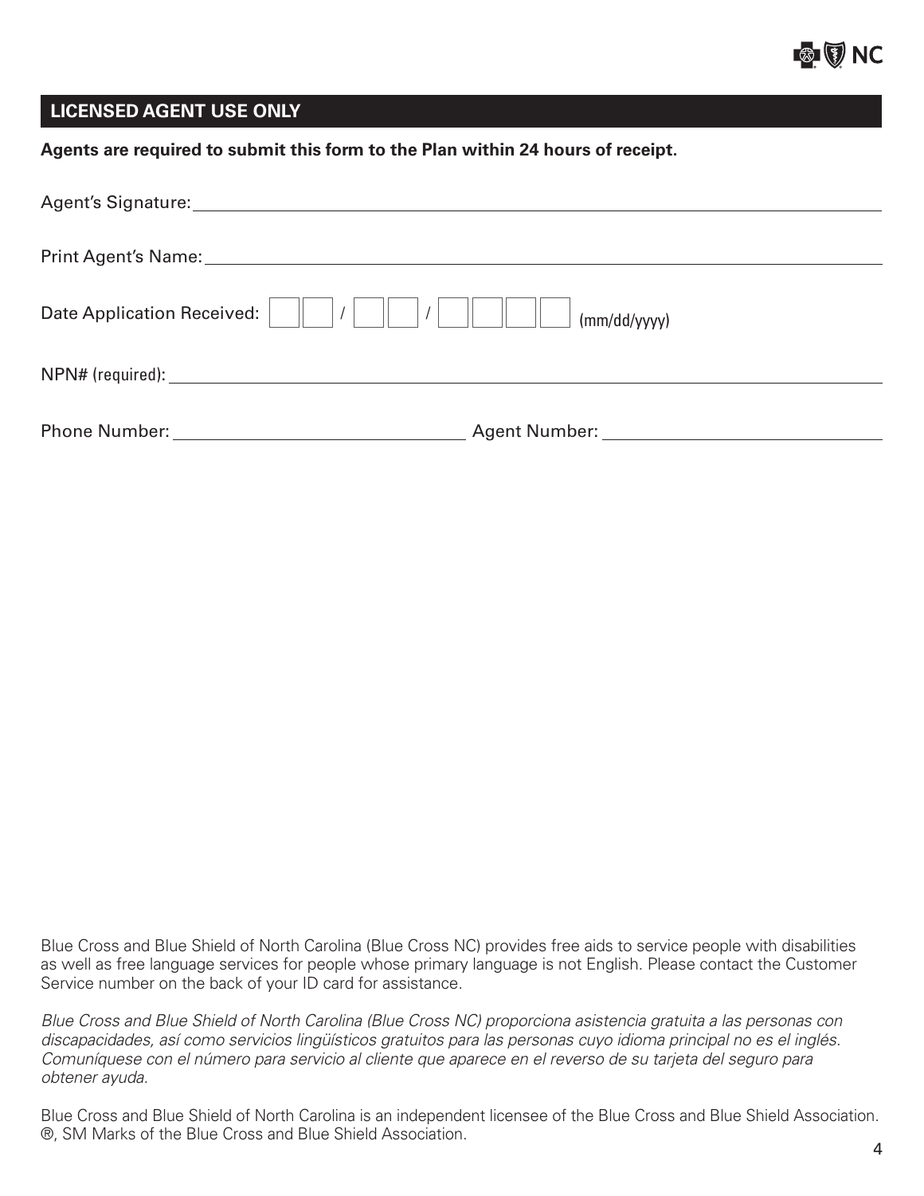## LICENSED AGENT USE ONLY

**Agents are required to submit this form to the Plan within 24 hours of receipt.**

Agent's Signature: ______________________________

Print Agent's Name: ______________________________

Date Application Received: __ __ / __ __ / __ __ __ __ (mm/dd/yyyy)

NPN# (required): ______________________________

Phone Number: ______________________________ Agent Number: ______________________________

Blue Cross and Blue Shield of North Carolina (Blue Cross NC) provides free aids to service people with disabilities as well as free language services for people whose primary language is not English. Please contact the Customer Service number on the back of your ID card for assistance.

*Blue Cross and Blue Shield of North Carolina (Blue Cross NC) proporciona asistencia gratuita a las personas con discapacidades, así como servicios lingüísticos gratuitos para las personas cuyo idioma principal no es el inglés. Comuníquese con el número para servicio al cliente que aparece en el reverso de su tarjeta del seguro para obtener ayuda.*

Blue Cross and Blue Shield of North Carolina is an independent licensee of the Blue Cross and Blue Shield Association. ®, SM Marks of the Blue Cross and Blue Shield Association.